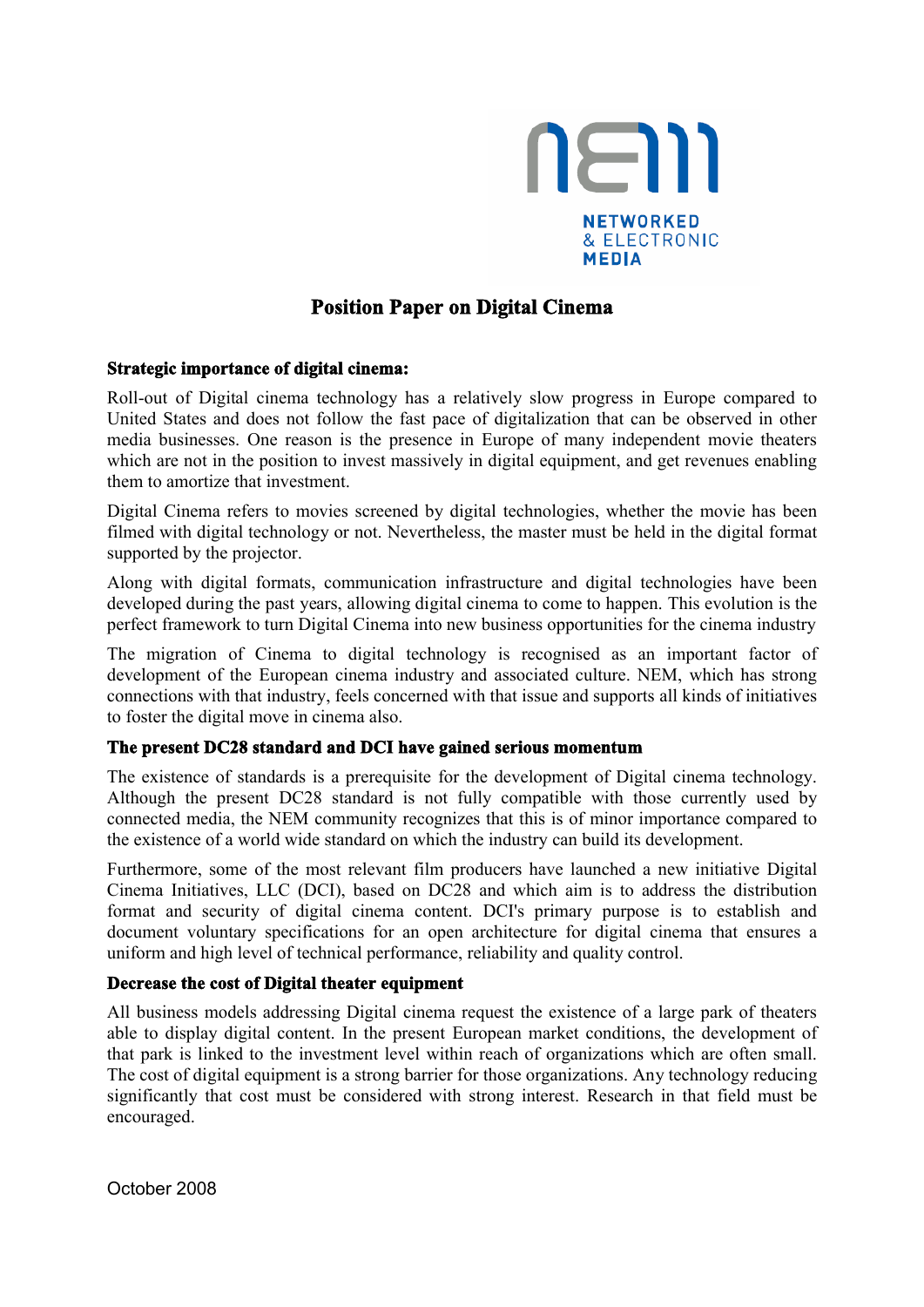# Position Paper on Digital Cinema

### Strategic importance of digital cinema:

Roll-out of Digital cinema technology has a relatively slow progress in Europe compared to United States and does not follow the fast pace of digitalization that can be observed in other media businesses. One reason is the presence in Europe of many independent movie theaters which are not in the position to invest massively in digital equipment, and get revenues enabling them to amortize that investment.

Digital Cinema refers to movies screened by digital technologies, whether the movie has been filmed with digital technology or not. Nevertheless, the master must be held in the digital format supported by the projector.

Along with digital formats, communication infrastructure and digital technologies have been developed during the past years, allowing digital cinema to come to happen. This evolution is the perfect framework to turn Digital Cinema into new business opportunities for the cinema industry

The migration of Cinema to digital technology is recognised as an important factor of development of the European cinema industry and associated culture. NEM, which has strong connections with that industry, feels concerned with that issue and supports all kinds of initiatives to foster the digital move in cinema also.

### The present DC28 standard and DCI have gained serious momentum

The existence of standards is a prerequisite for the development of Digital cinema technology. Although the present DC28 standard is not fully compatible with those currently used by connected media, the NEM community recognizes that this is of minor importance compared to the existence of a world wide standard on which the industry can build its development.

Furthermore, some of the most relevant film producers have launched a new initiative Digital Cinema Initiatives, LLC (DCI), based on DC28 and which aim is to address the distribution format and security of digital cinema content. DCI's primary purpose is to establish and document voluntary specifications for an open architecture for digital cinema that ensures a uniform and high level of technical performance, reliability and quality control.

### Decrease the cost of Digital theater equipment

All business models addressing Digital cinema request the existence of a large park of theaters able to display digital content. In the present European market conditions, the development of that park is linked to the investment level within reach of organizations which are often small. The cost of digital equipment is a strong barrier for those organizations. Any technology reducing significantly that cost must be considered with strong interest. Research in that field must be encouraged.

October 2008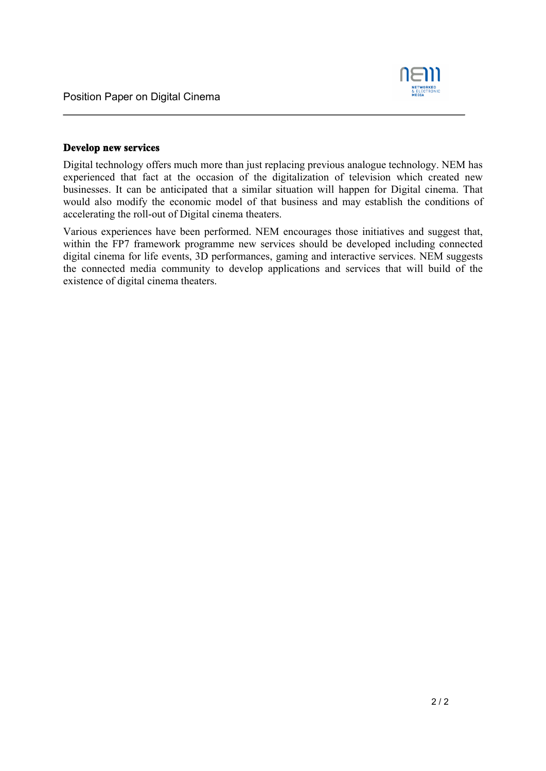## Develop new services

Digital technology offers much more than just replacing previous analogue technology. NEM has experienced that fact at the occasion of the digitalization of television which created new businesses. It can be anticipated that a similar situation will happen for Digital cinema. That would also modify the economic model of that business and may establish the conditions of accelerating the roll-out of Digital cinema theaters.

Various experiences have been performed. NEM encourages those initiatives and suggest that, within the FP7 framework programme new services should be developed including connected digital cinema for life events, 3D performances, gaming and interactive services. NEM suggests the connected media community to develop applications and services that will build of the existence of digital cinema theaters.